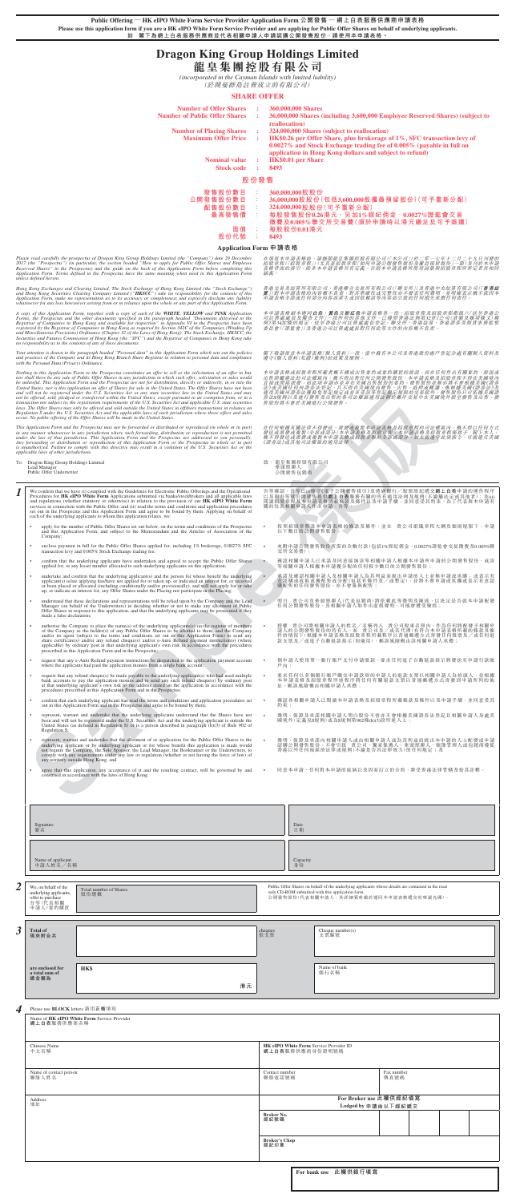**Public Offering — HK eIPO White Form Service Provider Application Form 公開發售 — 網上白表服務供應商申請表格**

**Please use this application form if you are a HK eIPO White Form Service Provider and are applying for Public Offer Shares on behalf of underlying applicants.**

**如 閣下為網上白表服務供應商並代表相關申請人申請認購公開發售股份，請使用本申請表格。**

# Dragon King Group Holdings Limited
# 龍皇集團控股有限公司

*(incorporated in the Cayman Islands with limited liability)*
*(於開曼群島註冊成立的有限公司)*

## SHARE OFFER

| | | |
|---|---|---|
| **Number of Offer Shares** | : | **360,000,000 Shares** |
| **Number of Public Offer Shares** | : | **36,000,000 Shares (including 3,600,000 Employee Reserved Shares) (subject to reallocation)** |
| **Number of Placing Shares** | : | **324,000,000 Shares (subject to reallocation)** |
| **Maximum Offer Price** | : | **HK$0.26 per Offer Share, plus brokerage of 1%, SFC transaction levy of 0.0027% and Stock Exchange trading fee of 0.005% (payable in full on application in Hong Kong dollars and subject to refund)** |
| **Nominal value** | : | **HK$0.01 per Share** |
| **Stock code** | : | **8493** |

## 股份發售

| | | |
|---|---|---|
| 發售股份數目 | : | 360,000,000股股份 |
| 公開發售股份數目 | : | 36,000,000股股份(包括3,600,000股僱員預留股份)(可予重新分配) |
| 配售股份數目 | : | 324,000,000股股份(可予重新分配) |
| 最高發售價 | : | 每股發售股份0.26港元，另加1%經紀佣金、0.0027%證監會交易徵費及0.005%聯交所交易費(須於申請時以港元繳足及可予退還) |
| 面值 | : | 每股股份0.01港元 |
| 股份代號 | : | 8493 |

## Application Form 申請表格

*Please read carefully the prospectus of Dragon King Group Holdings Limited (the "Company") dated 29 December 2017 (the "Prospectus") (in particular, the section headed "How to apply for Public Offer Shares and Employee Reserved Shares" in the Prospectus) and the guide on the back of this Application Form before completing this Application Form. Terms defined in the Prospectus have the same meaning when used in this Application Form unless defined herein.*

在填寫本申請表格前，請細閱龍皇集團控股有限公司(「本公司」)於二零一七年十二月二十九日刊發的招股章程(「招股章程」)(尤其是招股章程「如何申請公開發售股份及僱員預留股份」一節)及刊於本申請表格背面的指引。除本申請表格另有定義外，否則本申請表格所使用詞彙與招股章程所界定者具有相同涵義。

*Hong Kong Exchanges and Clearing Limited, The Stock Exchange of Hong Kong Limited (the "Stock Exchange") and Hong Kong Securities Clearing Company Limited ("HKSCC") take no responsibility for the contents of this Application Form, make no representation as to its accuracy or completeness and expressly disclaim any liability whatsoever for any loss howsoever arising from or in reliance upon the whole or any part of this Application Form.*

香港交易及結算所有限公司、香港聯合交易所有限公司(「**聯交所**」)及香港中央結算有限公司(「**香港結算**」)對本申請表格的內容概不負責，對其準確性或完整性亦不發表任何聲明，並明確表示概不就因本申請表格全部或任何部分內容而產生或因依賴該等內容而引致的任何損失承擔任何責任。

*A copy of this Application Form, together with a copy of each of the WHITE, YELLOW and PINK Application Forms, the Prospectus and the other documents specified in the paragraph headed "Documents delivered to the Registrar of Companies in Hong Kong" in Appendix VI to the Prospectus, have been registered by the Registrar of Companies in Hong Kong as required by Section 342C of the Companies (Winding Up and Miscellaneous Provisions) Ordinance (Chapter 32 of the Laws of Hong Kong). The Stock Exchange, HKSCC, the Securities and Futures Commission of Hong Kong (the "SFC") and the Registrar of Companies in Hong Kong take no responsibility as to the contents of any of these documents.*

本申請表格連同白色、黃色及粉紅色申請表格各一份、招股章程及招股章程附錄六「送呈香港公司註冊處處長及備查文件」一段所列的其他文件，已遵照香港法例第32章《公司(清盤及雜項條文)條例》第342C條的規定，送呈香港公司註冊處處長登記。聯交所、香港結算、香港證券及期貨事務監察委員會(「證監會」)及香港公司註冊處處長對任何該等文件的內容概不負責。

*Your attention is drawn to the paragraph headed "Personal data" in this Application Form which sets out the policies and practices of the Company and its Hong Kong Branch Share Registrar in relation to personal data and compliance with the Personal Data (Privacy) Ordinance.*

閣下敬請留意本申請表格「個人資料」一段，當中載有本公司及香港股份過戶登記分處有關個人資料及遵守《個人資料(私隱)條例》的政策及慣例。

*Nothing in this Application Form or the Prospectus constitutes an offer to sell or the solicitation of an offer to buy nor shall there be any sale of Public Offer Shares in any jurisdiction in which such offer, solicitation or sale would be unlawful. This Application Form and the Prospectus are not for distribution, directly or indirectly, in or into the United States, nor is this application an offer of Shares for sale in the United States. The Offer Shares have not been and will not be registered under the U.S. Securities Act or any state securities laws in the United States and may not be offered, sold, pledged or transferred within the United States, except pursuant to an exemption from, or in a transaction not subject to, the registration requirements of the U.S. Securities Act and applicable U.S. state securities laws. The Offer Shares may only be offered and sold outside the United States in offshore transactions in reliance on Regulation S under the U.S. Securities Act and the applicable laws of each jurisdiction where those offers and sales occur. No public offering of the Offer Shares will be made in the United States.*

本申請表格或招股章程所載者概不構成出售要約或要約購買的游說，而在任何作出有關要約、游說或出售即屬違法的司法權區內，概不得出售任何公開發售股份。本申請表格及招股章程不得在美國境內直接或間接派發，而此項申請亦不是在美國境內出售股份的要約。發售股份並無亦不會根據美國證券法或美國任何州證券法登記，且不得在美國境內提呈發售、出售、抵押或轉讓，惟獲豁免遵守美國證券法及適用美國州證券法的登記規定或並非受該等登記規定規限的交易除外。發售股份只可依據美國證券法S規例及進行要約及出售的各司法權區的適用法律在美國境外以離岸交易方式提呈發售及出售。發售股份將不會於美國進行公開發售。

*This Application Form and the Prospectus may not be forwarded or distributed or reproduced (in whole or in part) in any manner whatsoever in any jurisdiction where such forwarding, distribution or reproduction is not permitted under the law of that jurisdiction. This Application Form and the Prospectus are addressed to you personally. Any forwarding or distribution or reproduction of this Application Form or the Prospectus in whole or in part is unauthorised. Failure to comply with this directive may result in a violation of the U.S. Securities Act or the applicable laws of other jurisdictions.*

在任何根據有關法律不得發送、派發或複製本申請表格及招股章程的司法權區內，概不得以任何方式發送或派發或複製(全部或部分)本申請表格及招股章程。本申請表格及招股章程僅致 閣下本人。概不得發送或派發或複製本申請表格或招股章程的全部或部分。如未能遵守此項指令，可能違反美國證券法或其他司法權區的適用法律。

To: Dragon King Group Holdings Limited
Lead Manager
Public Offer Underwriter

致：龍皇集團控股有限公司
牽頭經辦人
公開發售包銷商

**1**

We confirm that we have (i) complied with the Guidelines for Electronic Public Offerings and the Operational Procedures for **HK eIPO White Form** Applications submitted via banks/stockbrokers and all applicable laws and regulation (whether statutory or otherwise) in relation to the provision of our **HK eIPO White Form** services in connection with the Public Offer; and (ii) read the terms and conditions and application procedures set out in the Prospectus and this Application Form and agree to be bound by them. Applying on behalf of each of the underlying applicants to whom this application relates, we:

吾等確認，吾等已(i)遵守《電子公開發售指引》及透過銀行／股票經紀遞交**網上白表**申請的運作程序以及與吾等就公開發售提供**網上白表**服務有關的所有適用法例及規例(不論屬法定或其他規定)；及(ii)閱讀招股章程及本申請表格所載條款及條件以及申請手續，並同意受其約束。為了代表與本申請有關的每名相關申請人作出申請，吾等：

- apply for the number of Public Offer Shares set out below, on the terms and conditions of the Prospectus and this Application Form, and subject to the Memorandum and the Articles of Association of the Company;
  按照招股章程及本申請表格的條款及條件，並在 貴公司組織章程大綱及細則規限下，申請以下數目的公開發售股份；
- enclose payment in full for the Public Offer Shares applied for, including 1% brokerage, 0.0027% SFC transaction levy and 0.005% Stock Exchange trading fee;
  夾附申請公開發售股份所需的全數付款(包括1%經紀佣金、0.0027%證監會交易徵費及0.005%聯交所交易費)；
- confirm that the underlying applicants have undertaken and agreed to accept the Public Offer Shares applied for, or any lesser number allocated to such underlying applicants on this application;
  確認相關申請人已承諾及同意接納彼等根據本申請所申請的公開發售股份，或彼等根據本申請獲分配的任何較少數目的公開發售股份；
- undertake and confirm that the underlying applicant(s) and the person for whose benefit the underlying applicant(s) is/are applying has/have not applied for or taken up, or indicated an interest for, or received or been placed or allocated (including conditionally and/or provisionally), and will not apply for or take up, or indicate an interest for, any Offer Shares under the Placing nor participate in the Placing;
  承諾及確認相關申請人及相關申請人為其利益而提出申請的人士並無申請或承購，或表示有意認購或收取或獲配售或分配(包括有條件及／或暫定)，亦將不會申請或承購或表示有意認購配售項下的任何發售股份，亦不會參與配售；
- understand that these declarations and representations will be relied upon by the Company and the Lead Manager (on behalf of the Underwriters) in deciding whether or not to make any allotment of Public Offer Shares in response to this application, and that the underlying applicants may be prosecuted if they make a false declaration;
  明白 貴公司及牽頭經辦人(代表包銷商)將依賴該等聲明及陳述，以決定是否就本申請配發任何公開發售股份，及相關申請人如作出虛假聲明，可能會遭受檢控；
- authorise the Company to place the name(s) of the underlying applicant(s) on the register of members of the Company as the holder(s) of any Public Offer Shares to be allotted to them, and the Company and/or its agent (subject to the terms and conditions set out in this Application Form) to send any share certificate(s) and/or any refund cheque(s) and/or e-Auto Refund payment instruction(s) (where applicable) by ordinary post at that underlying applicant's own risk in accordance with the procedures prescribed in this Application Form and in the Prospectus;
  授權 貴公司將相關申請人的姓名／名稱列入 貴公司股東名冊內，作為任何將配發予相關申請人的公開發售股份的持有人，及 貴公司及／或其代理(在符合本申請表格所載的條款及條件的情況下)根據本申請表格及招股章程所載程序以普通郵遞方式寄發任何股票及／或任何退款支票及／或電子自動退款指示(如適用)，郵誤風險概由該相關申請人承擔；
- request that any e-Auto Refund payment instructions be dispatched to the application payment account where the applicants had paid the application monies from a single bank account;
  倘申請人使用單一銀行賬戶支付申請股款，要求任何電子自動退款指示將發送至申請付款賬戶內；
- request that any refund cheque(s) be made payable to the underlying applicant(s) who had used multiple bank accounts to pay the application monies and to send any such refund cheque(s) by ordinary post at that underlying applicant's own risk to the address stated on the application in accordance with the procedures prescribed in this Application Form and in the Prospectus;
  要求任何以多個銀行賬戶繳交申請股款的申請人的退款支票以相關申請人為抬頭人，並根據本申請表格及招股章程所述程序將任何有關退款支票以普通郵遞方式寄發到申請所列的地址，郵誤風險概由相關申請人承擔；
- confirm that each underlying applicant has read the terms and conditions and application procedures set out in this Application Form and in the Prospectus and agrees to be bound by them;
  確認各相關申請人已閱讀本申請表格及招股章程所載條款及條件以及申請手續，並同意受其約束；
- represent, warrant and undertake that the underlying applicants understand that the Shares have not been and will not be registered under the U.S. Securities Act and the underlying applicant is outside the United States (as defined in Regulation S) or is a person described in paragraph (h)(3) of Rule 902 of Regulation S;
  聲明、保證及承諾相關申請人明白股份不曾亦不會根據美國證券法登記及相關申請人身處美國境外(定義見S規例)或為S規例第902條(h)(3)段所述人士；
- represent, warrant and undertake that the allotment of or application for the Public Offer Shares to the underlying applicant or by underlying applicant or for whose benefit this application is made would not require the Company, the Sole Sponsor, the Lead Manager, the Bookrunner or the Underwriters, to comply with any requirements under any law or regulation (whether or not having the force of law) of any territory outside Hong Kong; and
  聲明、保證及承諾向相關申請人或由相關申請人或為其利益而提出本申請的人士配發或申請認購公開發售股份，不會引致 貴公司、獨家保薦人、牽頭經辦人、賬簿管理人或包銷商須遵從香港以外任何地區的法律或規例(不論是否具法律效力)的任何規定；及
- agree that this application, any acceptance of it and the resulting contract, will be governed by and construed in accordance with the laws of Hong Kong.
  同意本申請、任何對本申請的接納以及因而訂立的合約，將受香港法律管轄及按其詮釋。

| | |
|---|---|
| Signature 簽名 | Date 日期 |
| Name of applicant 申請人姓名／名稱 | Capacity 身份 |

**2**

| | | |
|---|---|---|
| We, on behalf of the underlying applicants, offer to purchase 吾等(代表相關申請人)要約購買 | Total number of Shares 股份總數 | Public Offer Shares on behalf of the underlying applicants whose details are contained in the read only CD-ROM submitted with this application form. 公開發售股份(代表相關申請人，其詳細資料載於連同本申請表格遞交的唯讀光碟)。 |

**3**

| | | | |
|---|---|---|---|
| **Total of 現夾附合共** | | cheques 張支票 | Cheque number(s) 支票號碼 |
| **are enclosed for a total sum of 總金額為** | **HK$** 港元 | | Name of bank 銀行名稱 |

**4**

Please use **BLOCK** letters 請用正楷填寫

Name of **HK eIPO White Form** Service Provider
**網上白表**服務供應商名稱

| | |
|---|---|
| Chinese Name 中文名稱 | **HK eIPO White Form** Service Provider ID **網上白表**服務供應商身份識別號碼 |
| Name of contact person 聯絡人姓名 | Contact number 聯絡電話號碼 / Fax number 傳真號碼 |
| Address 地址 | **For Broker use 此欄供經紀填寫** Lodged by 申請由以下經紀遞交 |
| | **Broker No. 經紀號碼** |
| | **Broker's Chop 經紀印章** |

**For bank use 此欄供銀行填寫**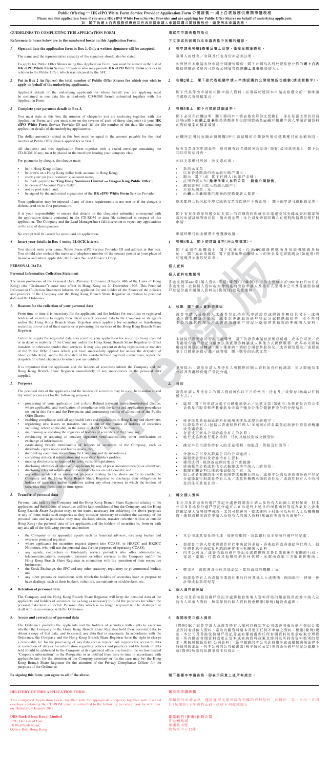# Public Offering — HK eIPO White Form Service Provider Application Form 公開發售 — 網上白表服務供應商申請表格

**Please use this application form if you are a HK eIPO White Form Service Provider and are applying for Public Offer Shares on behalf of underlying applicants.**
**如 閣下為網上白表服務供應商並代表相關申請人申請認購公開發售股份，請使用本申請表格。**

## GUIDELINES TO COMPLETING THIS APPLICATION FORM

**References to boxes below are to the numbered boxes on this Application Form.**

### *1* Sign and date the application form in Box 1. Only a written signature will be accepted.

The name and the representative capacity of the signatory should also be stated.

To apply for Public Offer Shares using this Application Form, you must be named in the list of **HK eIPO White Form** Service Providers who may provide **HK eIPO White Form** services in relation to the Public Offer, which was released by the SFC.

### *2* Put in Box 2 (in figures) the total number of Public Offer Shares for which you wish to apply on behalf of the underlying applicants.

Applicant details of the underlying applicants on whose behalf you are applying must be contained in one data file in read-only CD-ROM format submitted together with this Application Form.

### *3* Complete your payment details in Box 3.

You must state in this box the number of cheque(s) you are enclosing together with this Application Form; and you must state on the reverse of each of those cheque(s) (i) your **HK eIPO White Form** Service Provider ID and (ii) the file number of the data file containing application details of the underlying applicant(s).

The dollar amount(s) stated in this box must be equal to the amount payable for the total number of Public Offer Shares applied for in Box 2.

All cheque(s) and this Application Form together with a sealed envelope containing the CD-ROM, if any, must be placed in the envelope bearing your company chop.

For payments by cheque, the cheque must:

- be in Hong Kong dollars;
- be drawn on a Hong Kong dollar bank account in Hong Kong;
- show your (or your nominee's) account name;
- be made payable to "**Ting Hong Nominees Limited — Dragon King Public Offer**";
- be crossed "Account Payee Only";
- not be post dated; and
- be signed by the authorized signatories of the **HK eIPO White Form** Service Provider.

Your application may be rejected if any of these requirements is not met or if the cheque is dishonoured on its first presentation.

It is your responsibility to ensure that details on the cheque(s) submitted correspond with the application details contained in the CD-ROM or data file submitted in respect of this application. The Company and the Lead Manager have full discretion to reject any applications in the case of discrepancies.

No receipt will be issued for sums paid on application.

### *4* Insert your details in Box 4 (using BLOCK letters).

You should write your name, White Form eIPO Service Provider ID and address in this box. You should also include the name and telephone number of the contact person at your place of business and where applicable, the Broker No. and Broker's Chop.

## PERSONAL DATA

### Personal Information Collection Statement

The main provisions of the Personal Data (Privacy) Ordinance (Chapter 486 of the Laws of Hong Kong) (the "Ordinance") came into effect in Hong Kong on 20 December 1996. This Personal Information Collection Statement informs the applicant for and holder of the Shares of the policies and practices of the Company and the Hong Kong Branch Share Registrar in relation to personal data and the Ordinance.

#### *1.* Reasons for the collection of your personal data

From time to time it is necessary for the applicants and the holders for securities or registered holders of securities to supply their latest correct personal data to the Company or its agents and/or the Hong Kong Branch Share Registrar when applying for securities or transferring securities into or out of their names or in procuring the services of the Hong Kong Branch Share Registrar.

Failure to supply the requested data may result in your application for securities being rejected or in delay or inability of the Company and/or the Hong Kong Branch Share Registrar to effect transfers or otherwise render their services. It may also prevent or delay registration or transfer of the Public Offer Shares which you have successfully applied for and/or the despatch of Share certificate(s), and/or the despatch of the e-Auto Refund payment instructions, and/or the despatch of refund cheque(s) to which you are entitled.

It is important that the applicants and the holders of securities inform the Company and the Hong Kong Branch Share Registrar immediately of any inaccuracies in the personal data supplied.

#### *2.* Purposes

The personal data of the applicants and the holders of securities may be used, held and/or stored (by whatever means) for the following purposes:

- processing of your application and e-Auto Refund payment instructions/refund cheque, where applicable, and verification of compliance with the terms and application procedures set out in this form and the Prospectus and announcing results of allocations of the Public Offer Shares;
- enabling compliance with all applicable laws and regulations in Hong Kong and elsewhere;
- registering new issues or transfers into or out of the names of holders of securities including, where applicable, in the name of HKSCC Nominees;
- maintaining or updating the registers of holders of securities of the Company;
- conducting or assisting to conduct signature verifications, any other verification or exchange of information;
- establishing benefit entitlements of holders of securities of the Company, such as dividends, rights issues and bonus issues, etc;
- distributing communications from the Company and its subsidiaries;
- compiling statistical information and securities' holders profiles;
- making disclosures as required by laws, rules or regulations;
- disclosing identities of successful applicants by way of press announcement(s) or otherwise;
- disclosing relevant information to facilitate claims on entitlements; and
- any other incidental or associated purposes relating to the above and/or to enable the Company and the Hong Kong Branch Share Registrar to discharge their obligations to holders of securities and/or regulators and/or any other purpose to which the holders of securities may from time to time agree.

#### *3.* Transfer of personal data

Personal data held by the Company and the Hong Kong Branch Share Registrar relating to the applicants and the holders of securities will be kept confidential but the Company and the Hong Kong Branch Share Registrar may, to the extent necessary for achieving the above purposes or any of them, make such enquiries as they consider necessary to confirm the accuracy of the personal data and in particular, they may disclose, obtain, transfer (whether within or outside Hong Kong) the personal data of the applicants and the holders of securities to, from or with any and all of the following persons and entities:

- the Company or its appointed agents such as financial advisers, receiving banker and overseas principal registrar;
- where applicants for securities request deposit into CCASS, to HKSCC and HKSCC Nominees, who will use the personal data for the purposes of operating CCASS;
- any agents, contractors or third-party service providers who offer administrative, telecommunications, computer, payment or other services to the Company and/or the Hong Kong Branch Share Registrar in connection with the operation of their respective businesses;
- the Stock Exchange, the SFC and any other statutory, regulatory or governmental bodies; and
- any other persons or institutions with which the holders of securities have or propose to have dealings, such as their bankers, solicitors, accountants or stock/brokers, etc.

#### *4.* Retention of personal data

The Company and the Hong Kong Branch Share Registrar will keep the personal data of the applicants and holders of securities for as long as necessary to fulfil the purposes for which the personal data were collected. Personal data which is no longer required will be destroyed or dealt with in accordance with the Ordinance.

#### *5.* Access and correction of personal data

The Ordinance provides the applicants and the holders of securities with rights to ascertain whether the Company or the Hong Kong Branch Share Registrar hold their personal data, to obtain a copy of that data, and to correct any data that is inaccurate. In accordance with the Ordinance, the Company and the Hong Kong Branch Share Registrar have the right to charge a reasonable fee for the processing of any data access request. All requests for access to data or correction of data or for information regarding policies and practices and the kinds of data held should be addressed to the Company at its registered office disclosed in the section headed "Corporate information" in the Prospectus or as notified from time to time in accordance with applicable law, for the attention of the Company secretary or (as the case may be) the Hong Kong Branch Share Registrar for the attention of the Privacy Compliance Officer for the purposes of the Ordinance.

**By signing this form, you agree to all of the above.**

## 填寫本申請表格的指引

**下文提述的號碼乃本申請表格中各欄的編號。**

### *1* 在申請表格欄1簽署及填上日期。僅接受親筆簽名。

簽署人的姓名╱名稱及代表身份亦必須註明。

如要使用本申請表格申請公開發售股份，閣下必須為名列於證監會公佈的**網上白表**服務供應商名單內可以就公開發售提供**網上白表**服務的人士。

### *2* 在欄2填上 閣下代表相關申請人申請認購的公開發售股份總數(請填寫數字)。

閣下代其作出申請的相關申請人資料，必須載於連同本申請表格遞交的一個唯讀光碟格式資料檔案內。

### *3* 在欄3填上 閣下付款的詳細資料。

閣下必須在此欄註明 閣下連同本申請表格夾附的支票數目；並在每張支票的背面註明(i) 閣下的**網上白表**服務供應商身份證明號碼及(ii)載有相關申請人申請詳細資料的資料檔案的檔案編號。

此欄所註明的金額必須與欄2所申請認購的公開發售股份總數應付的金額相同。

所有支票及本申請表格，連同載有該光碟的密封信封(如有)必須放進蓋上 閣下公司印章的信封內。

如以支票繳付股款，該支票必須：

- 為港元支票；
- 以在香港開設的港元銀行賬戶開出；
- 顯示 閣下(或 閣下代理人)的賬戶名稱；
- 註明抬頭人為「**鼎康代理人有限公司 — 龍皇公開發售**」；
- 劃線註明「只准入抬頭人賬戶」；
- 不得為期票；及
- 由**網上白表**服務供應商的授權簽署人簽署。

倘未能符合任何此等規定或倘支票首次過戶不獲兌現， 閣下的申請可遭拒絕受理。

閣下有責任確保所遞交的支票上的詳細資料與就本申請遞交的光碟或資料檔案所載的申請詳細資料相同。倘出現差異，本公司及牽頭經辦人有絕對酌情權拒絕任何申請。

申請時繳付的金額將不會獲發收據。

### *4* 在欄4填上 閣下的詳細資料(用正楷填寫)。

閣下必須在此欄填上 閣下的姓名、白表eIPO服務供應商身份證明號碼及地址。 閣下亦必須填寫 閣下營業地點的聯絡人士的姓名及電話號碼及(如適用)經紀號碼及加蓋經紀印章。

## 個人資料

### 個人資料收集聲明

香港法例第486章《個人資料(私隱)條例》(「《條例》」)中的主要條文於1996年12月20日在香港生效。此份個人資料收集聲明是向股份申請人及持有人說明本公司及香港股份過戶登記分處有關個人資料及《條例》的政策及慣例。

#### *1.* 收集 閣下個人資料的原因

證券申請人及持有人或證券登記持有人申請證券或將證券轉往其名下，或將名下證券轉讓予他人，或要求香港股份過戶登記分處提供服務時，須不時向本公司及其代理及╱或香港股份過戶登記分處提供其最新的準確個人資料。

未能提供所要求的資料可能導致 閣下的證券申請被拒絕受理，或本公司及╱或香港股份過戶登記分處無法落實證券轉讓或提供其他方式提供服務。此舉亦可能妨礙或延遲登記或轉讓 閣下獲接納申請的公開發售股份及╱或寄發股票及╱或發送電子自動退款指示及╱或寄發 閣下應得的退款支票。

重要提示：證券申請人及持有人所提供的個人資料如有任何錯誤，須立即通知本公司及香港股份過戶登記分處。

#### *2.* 目的

證券申請人及持有人的個人資料可作以下目的使用、持有及╱或保存(無論以任何方式)：

- 處理 閣下的申請及電子自動退款指示╱退款支票(如適用)及核實是否符合本表格及招股章程所載條款及申請手續及公佈公開發售股份的分配結果；
- 使香港及其他地區的所有適用法律及法規得到遵守；
- 以證券持有人(包括以香港結算代理人(如適用))的名義登記新發行證券或轉讓或受讓證券；
- 存置或更新本公司證券持有人的名冊；
- 進行或協助進行簽名核對、任何其他核對或交換資料；
- 確定本公司證券持有人的受益權利，如股息、供股及紅股等；
- 分發本公司及其附屬公司的公司通訊；
- 編製統計資料及證券持有人資料；
- 遵照法例、規則或規例的要求作出披露；
- 透過報章公佈或以其他方式披露成功申請人士的身份；
- 披露有關資料以便就權益提出申索；及
- 與上述有關的任何其他附帶或相關目的及╱或使本公司及香港股份過戶登記分處能履行對證券持有人及╱或監管機構承擔的責任及╱或證券持有人不時同意的任何其他目的。

#### *3.* 轉交個人資料

本公司及香港股份過戶登記分處會對證券申請人及持有人的個人資料保密，但本公司及香港股份過戶登記分處可以在為達到上述目的或其中任何目的之必要之情況下，作出其認為必要的查詢，以確定個人資料的準確性，尤其可能會向、從或與下列任何及所有人士及機構披露、獲取或轉交(無論在香港境內或境外)證券申請人及持有人的個人資料：

- 本公司或其委任的代理，如財務顧問、收款銀行及主要海外過戶登記處；
- 如證券申請人要求將證券存於中央結算系統，香港結算及香港結算代理人，彼等將會就中央結算系統的運作使用有關個人資料；
- 向本公司及╱或香港股份過戶登記分處提供與其各自業務運作有關的行政、電訊、電腦、付款或其他服務的任何代理、承辦商或第三方服務供應商；
- 聯交所、證監會及任何其他法定、監管或政府機構；及
- 與證券持有人有或擬有業務往來的任何其他人士或機構，例如銀行、律師、會計師或股票經紀等。

#### *4.* 個人資料的保留

本公司及香港股份過戶登記分處將按收集個人資料所需的用途保留證券申請人及持有人的個人資料。無需保留的個人資料將會根據《條例》銷毀或處理。

#### *5.* 查閱和更正個人資料

《條例》賦予證券申請人及證券持有人權利以確定本公司或香港股份過戶登記分處是否持有其個人資料、索取有關資料副本及更正任何不準確之資料。根據《條例》規定，本公司及香港股份過戶登記分處有權就處理任何查閱資料的要求收取合理費用。所有關於查閱資料或更正資料或查詢政策及慣例及所持有資料種類的要求，應按照招股章程「公司資料」一節中披露的本公司註冊辦事處或根據適用法律不時通知的地址，向本公司的公司秘書或(視乎情況而定)香港股份過戶登記分處屬下就《條例》所指的私隱事務主任提出。

**閣下簽署本申請表格，即表示同意上述所有規定。**

## DELIVERY OF THIS APPLICATION FORM

This completed Application Form, together with the appropriate cheque(s) together with a sealed envelope containing the CD-ROM, must be submitted to the following receiving bank by 4:00 p.m. on Thursday, 4 January 2018:

**DBS Bank (Hong Kong) Limited**
12/F, One Island East,
18 Westlands Road,
Quarry Bay, Hong Kong

## 遞交本申請表格

經填妥的申請表格，連同適用支票及載有光碟的密封信封，必須於二零一八年一月四日(星期四)下午四時正前，送達下列收款銀行：

**星展銀行(香港)有限公司**
香港鰂魚涌
華蘭路18號
港島東中心12樓